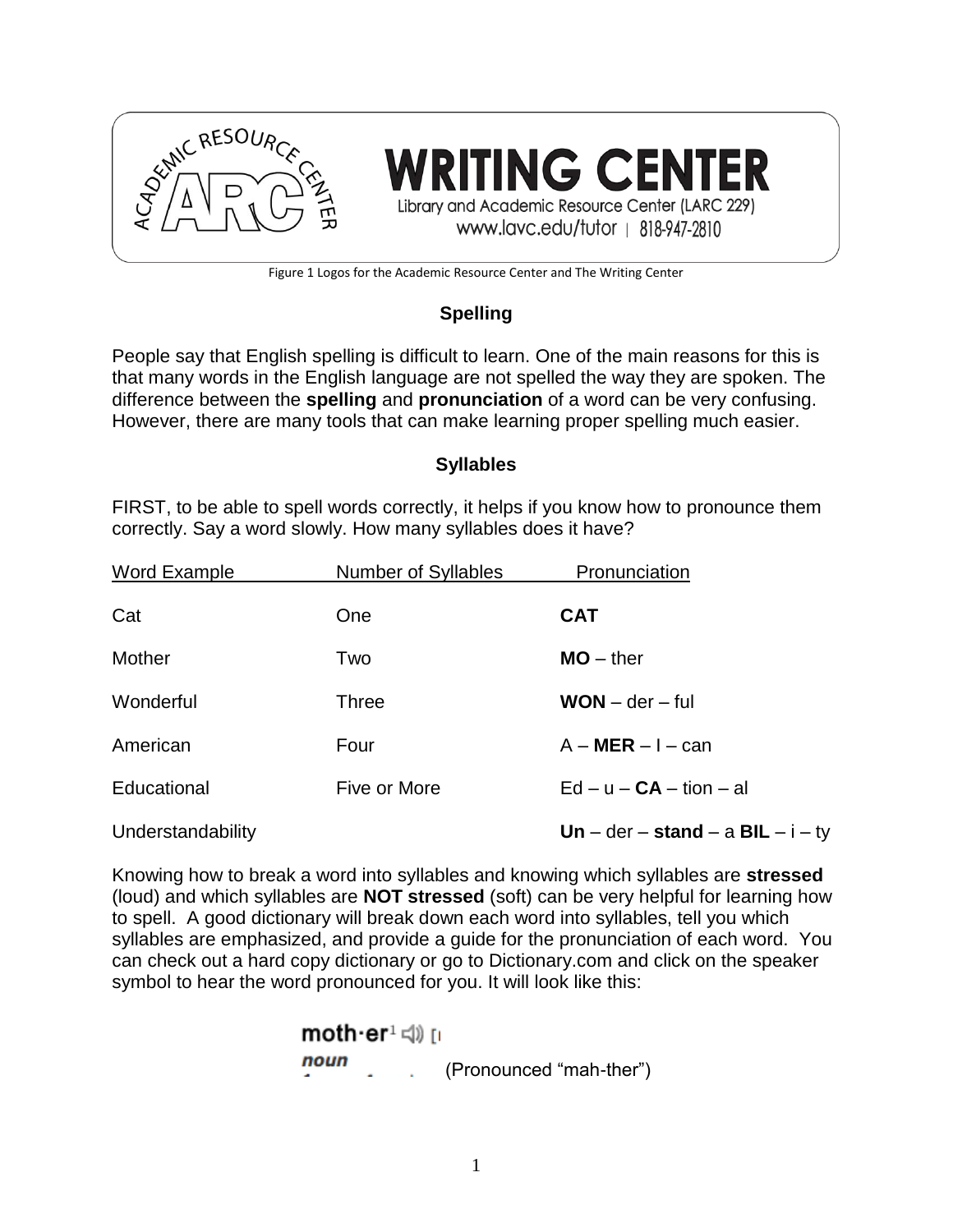WRITING CENTER

Library and Academic Resource Center (LARC 229)
www.lavc.edu/tutor | 818-947-2810

Figure 1 Logos for the Academic Resource Center and The Writing Center

## Spelling

People say that English spelling is difficult to learn. One of the main reasons for this is that many words in the English language are not spelled the way they are spoken. The difference between the **spelling** and **pronunciation** of a word can be very confusing. However, there are many tools that can make learning proper spelling much easier.

## Syllables

FIRST, to be able to spell words correctly, it helps if you know how to pronounce them correctly. Say a word slowly. How many syllables does it have?

| Word Example | Number of Syllables | Pronunciation |
|---|---|---|
| Cat | One | **CAT** |
| Mother | Two | **MO** – ther |
| Wonderful | Three | **WON** – der – ful |
| American | Four | A – **MER** – I – can |
| Educational | Five or More | Ed – u – **CA** – tion – al |
| Understandability | | **Un** – der – **stand** – a **BIL** – i – ty |

Knowing how to break a word into syllables and knowing which syllables are **stressed** (loud) and which syllables are **NOT stressed** (soft) can be very helpful for learning how to spell. A good dictionary will break down each word into syllables, tell you which syllables are emphasized, and provide a guide for the pronunciation of each word. You can check out a hard copy dictionary or go to Dictionary.com and click on the speaker symbol to hear the word pronounced for you. It will look like this:

**moth·er**[1]

*noun* (Pronounced "mah-ther")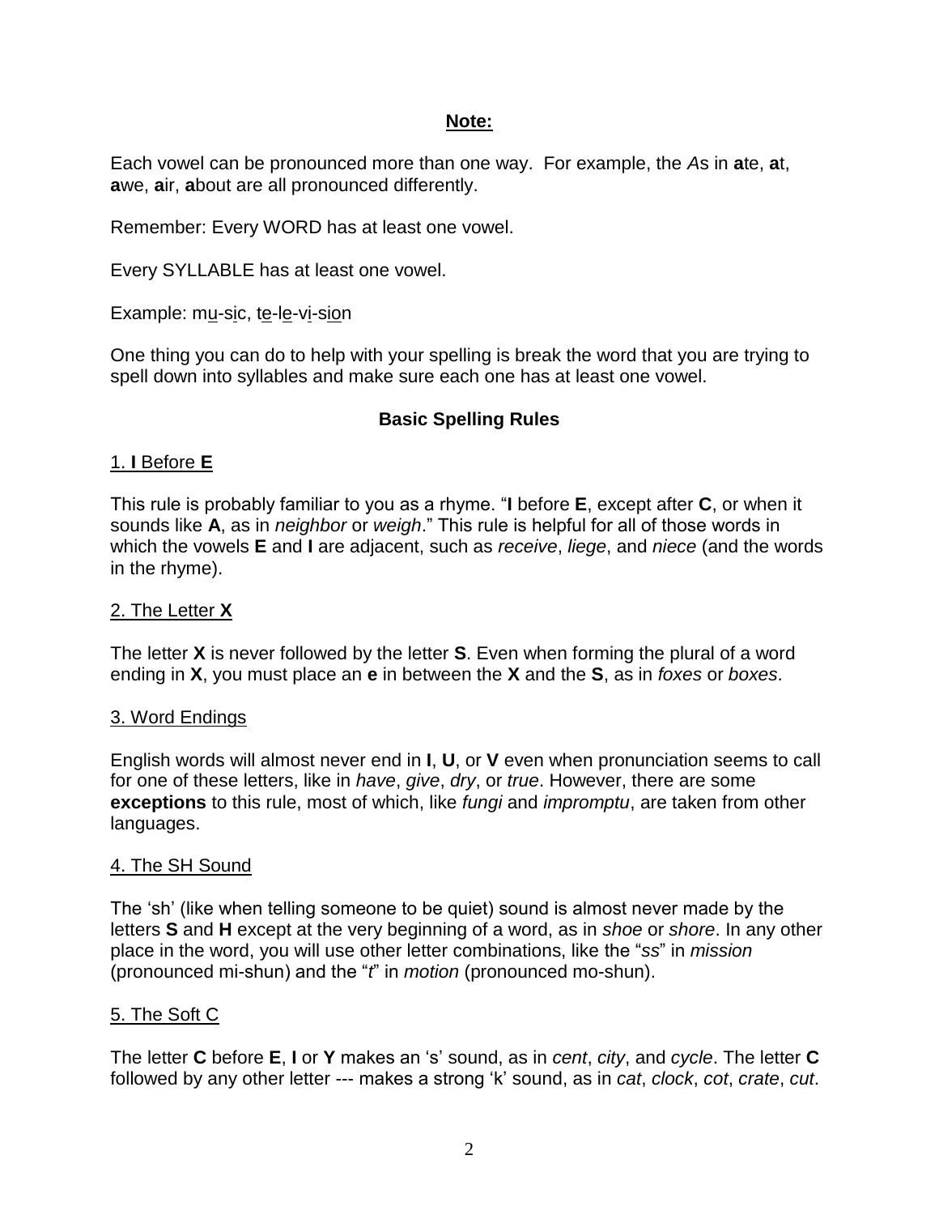**<u>Note:</u>**

Each vowel can be pronounced more than one way. For example, the *A*s in **a**te, **a**t, **a**we, **a**ir, **a**bout are all pronounced differently.

Remember: Every WORD has at least one vowel.

Every SYLLABLE has at least one vowel.

Example: m<u>u</u>-s<u>i</u>c, t<u>e</u>-l<u>e</u>-v<u>i</u>-s<u>io</u>n

One thing you can do to help with your spelling is break the word that you are trying to spell down into syllables and make sure each one has at least one vowel.

## Basic Spelling Rules

### <u>1. **I** Before **E**</u>

This rule is probably familiar to you as a rhyme. "**I** before **E**, except after **C**, or when it sounds like **A**, as in *neighbor* or *weigh*." This rule is helpful for all of those words in which the vowels **E** and **I** are adjacent, such as *receive*, *liege*, and *niece* (and the words in the rhyme).

### <u>2. The Letter **X**</u>

The letter **X** is never followed by the letter **S**. Even when forming the plural of a word ending in **X**, you must place an **e** in between the **X** and the **S**, as in *foxes* or *boxes*.

### <u>3. Word Endings</u>

English words will almost never end in **I**, **U**, or **V** even when pronunciation seems to call for one of these letters, like in *have*, *give*, *dry*, or *true*. However, there are some **exceptions** to this rule, most of which, like *fungi* and *impromptu*, are taken from other languages.

### <u>4. The SH Sound</u>

The 'sh' (like when telling someone to be quiet) sound is almost never made by the letters **S** and **H** except at the very beginning of a word, as in *shoe* or *shore*. In any other place in the word, you will use other letter combinations, like the "*ss*" in *mission* (pronounced mi-shun) and the "*t*" in *motion* (pronounced mo-shun).

### <u>5. The Soft C</u>

The letter **C** before **E**, **I** or **Y** makes an 's' sound, as in *cent*, *city*, and *cycle*. The letter **C** followed by any other letter --- makes a strong 'k' sound, as in *cat*, *clock*, *cot*, *crate*, *cut*.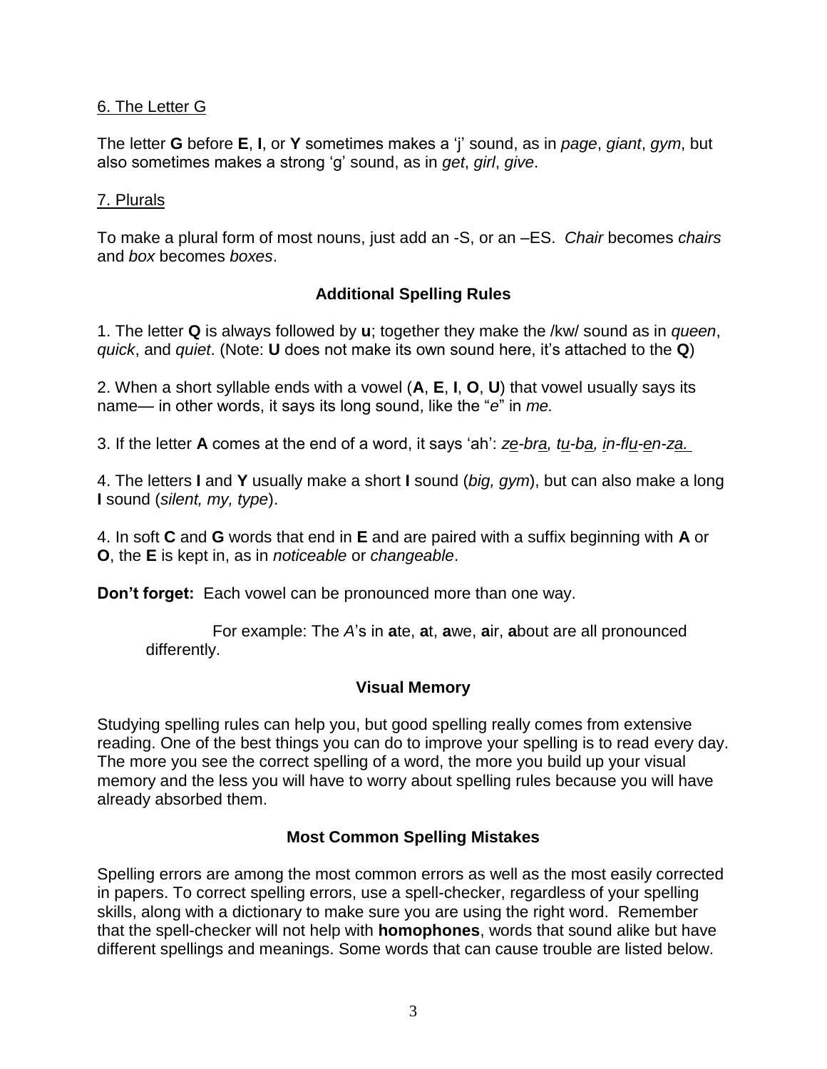6. The Letter G

The letter **G** before **E**, **I**, or **Y** sometimes makes a 'j' sound, as in *page*, *giant*, *gym*, but also sometimes makes a strong 'g' sound, as in *get*, *girl*, *give*.

7. Plurals

To make a plural form of most nouns, just add an -S, or an –ES. *Chair* becomes *chairs* and *box* becomes *boxes*.

### Additional Spelling Rules

1. The letter **Q** is always followed by **u**; together they make the /kw/ sound as in *queen*, *quick*, and *quiet*. (Note: **U** does not make its own sound here, it's attached to the **Q**)

2. When a short syllable ends with a vowel (**A**, **E**, **I**, **O**, **U**) that vowel usually says its name— in other words, it says its long sound, like the "*e*" in *me.*

3. If the letter **A** comes at the end of a word, it says 'ah': *ze-bra, tu-ba, in-flu-en-za.*

4. The letters **I** and **Y** usually make a short **I** sound (*big, gym*), but can also make a long **I** sound (*silent, my, type*).

4. In soft **C** and **G** words that end in **E** and are paired with a suffix beginning with **A** or **O**, the **E** is kept in, as in *noticeable* or *changeable*.

**Don't forget:** Each vowel can be pronounced more than one way.

For example: The *A*'s in **a**te, **a**t, **a**we, **a**ir, **a**bout are all pronounced differently.

### Visual Memory

Studying spelling rules can help you, but good spelling really comes from extensive reading. One of the best things you can do to improve your spelling is to read every day. The more you see the correct spelling of a word, the more you build up your visual memory and the less you will have to worry about spelling rules because you will have already absorbed them.

### Most Common Spelling Mistakes

Spelling errors are among the most common errors as well as the most easily corrected in papers. To correct spelling errors, use a spell-checker, regardless of your spelling skills, along with a dictionary to make sure you are using the right word. Remember that the spell-checker will not help with **homophones**, words that sound alike but have different spellings and meanings. Some words that can cause trouble are listed below.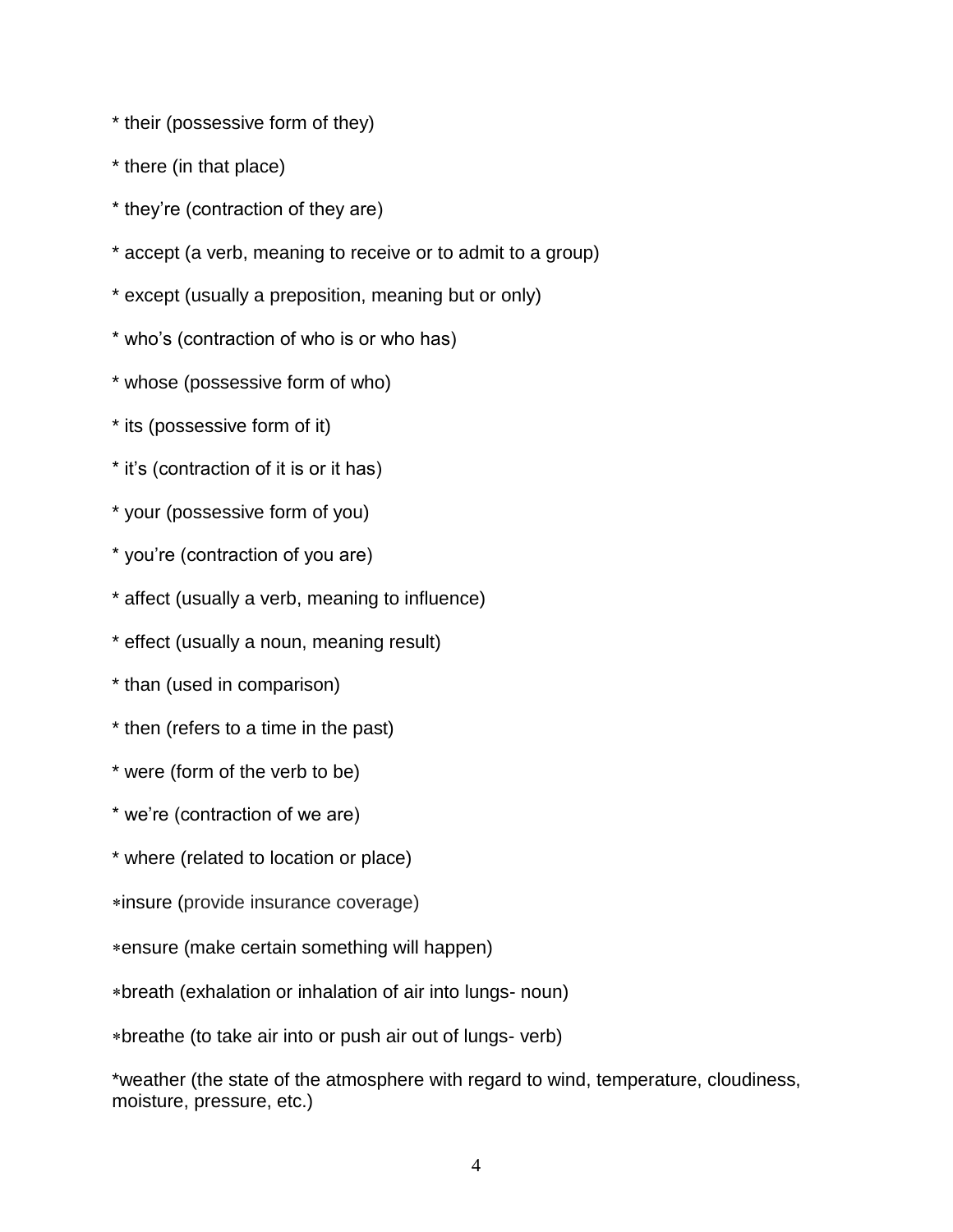* their (possessive form of they)

* there (in that place)

* they’re (contraction of they are)

* accept (a verb, meaning to receive or to admit to a group)

* except (usually a preposition, meaning but or only)

* who’s (contraction of who is or who has)

* whose (possessive form of who)

* its (possessive form of it)

* it’s (contraction of it is or it has)

* your (possessive form of you)

* you’re (contraction of you are)

* affect (usually a verb, meaning to influence)

* effect (usually a noun, meaning result)

* than (used in comparison)

* then (refers to a time in the past)

* were (form of the verb to be)

* we’re (contraction of we are)

* where (related to location or place)

∗insure (provide insurance coverage)

∗ensure (make certain something will happen)

∗breath (exhalation or inhalation of air into lungs- noun)

∗breathe (to take air into or push air out of lungs- verb)

*weather (the state of the atmosphere with regard to wind, temperature, cloudiness, moisture, pressure, etc.)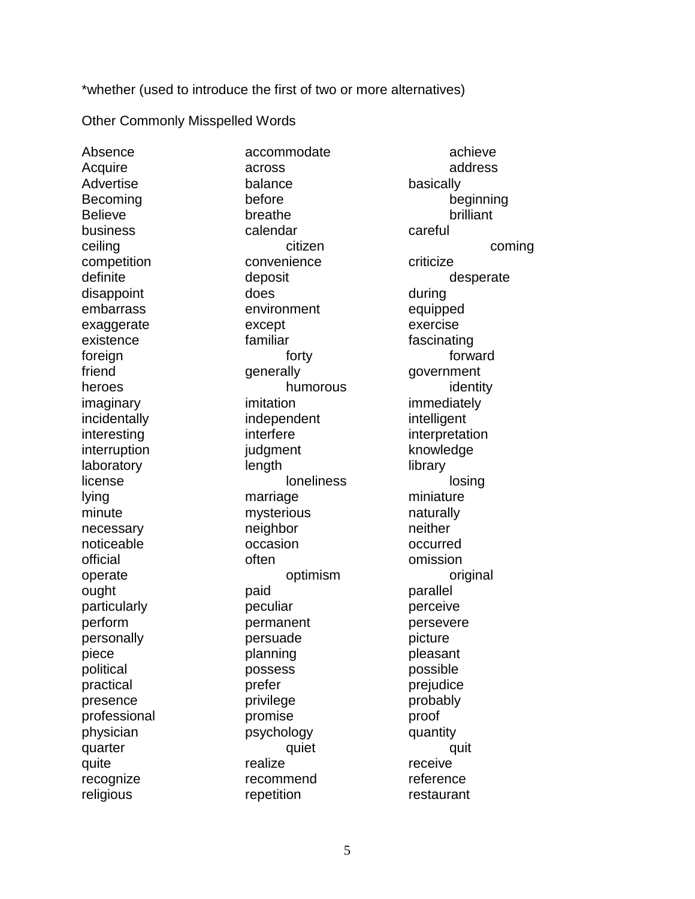*whether (used to introduce the first of two or more alternatives)

Other Commonly Misspelled Words

| | | |
|---|---|---|
| Absence | accommodate | achieve |
| Acquire | across | address |
| Advertise | balance | basically |
| Becoming | before | beginning |
| Believe | breathe | brilliant |
| business | calendar | careful |
| ceiling | citizen | coming |
| competition | convenience | criticize |
| definite | deposit | desperate |
| disappoint | does | during |
| embarrass | environment | equipped |
| exaggerate | except | exercise |
| existence | familiar | fascinating |
| foreign | forty | forward |
| friend | generally | government |
| heroes | humorous | identity |
| imaginary | imitation | immediately |
| incidentally | independent | intelligent |
| interesting | interfere | interpretation |
| interruption | judgment | knowledge |
| laboratory | length | library |
| license | loneliness | losing |
| lying | marriage | miniature |
| minute | mysterious | naturally |
| necessary | neighbor | neither |
| noticeable | occasion | occurred |
| official | often | omission |
| operate | optimism | original |
| ought | paid | parallel |
| particularly | peculiar | perceive |
| perform | permanent | persevere |
| personally | persuade | picture |
| piece | planning | pleasant |
| political | possess | possible |
| practical | prefer | prejudice |
| presence | privilege | probably |
| professional | promise | proof |
| physician | psychology | quantity |
| quarter | quiet | quit |
| quite | realize | receive |
| recognize | recommend | reference |
| religious | repetition | restaurant |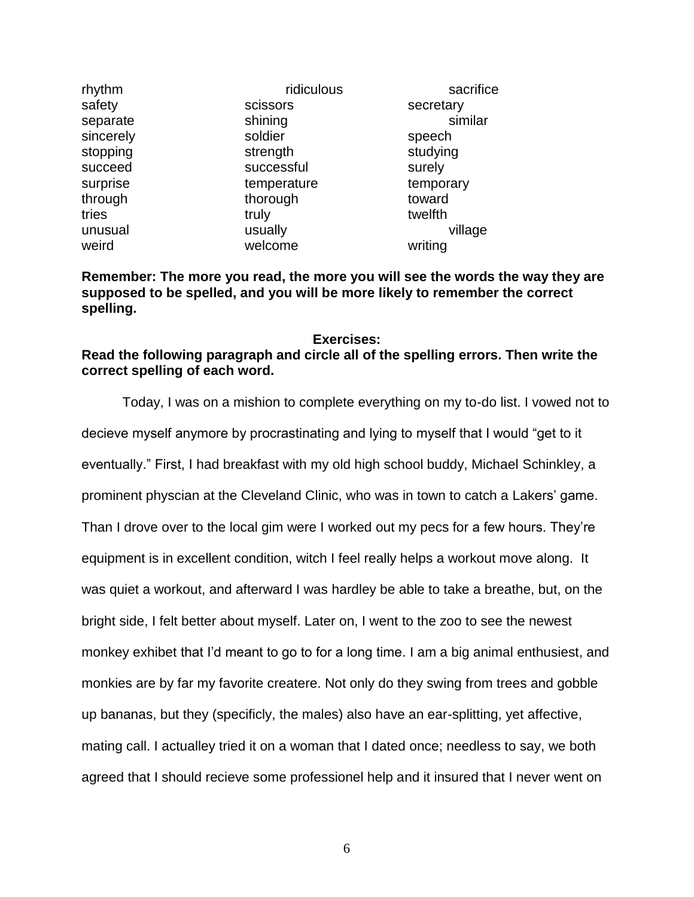| | | |
|---|---|---|
| rhythm | ridiculous | sacrifice |
| safety | scissors | secretary |
| separate | shining | similar |
| sincerely | soldier | speech |
| stopping | strength | studying |
| succeed | successful | surely |
| surprise | temperature | temporary |
| through | thorough | toward |
| tries | truly | twelfth |
| unusual | usually | village |
| weird | welcome | writing |

**Remember: The more you read, the more you will see the words the way they are supposed to be spelled, and you will be more likely to remember the correct spelling.**

**Exercises:**

**Read the following paragraph and circle all of the spelling errors. Then write the correct spelling of each word.**

Today, I was on a mishion to complete everything on my to-do list. I vowed not to decieve myself anymore by procrastinating and lying to myself that I would "get to it eventually." First, I had breakfast with my old high school buddy, Michael Schinkley, a prominent physcian at the Cleveland Clinic, who was in town to catch a Lakers' game. Than I drove over to the local gim were I worked out my pecs for a few hours. They're equipment is in excellent condition, witch I feel really helps a workout move along. It was quiet a workout, and afterward I was hardley be able to take a breathe, but, on the bright side, I felt better about myself. Later on, I went to the zoo to see the newest monkey exhibet that I'd meant to go to for a long time. I am a big animal enthusiest, and monkies are by far my favorite createre. Not only do they swing from trees and gobble up bananas, but they (specificly, the males) also have an ear-splitting, yet affective, mating call. I actualley tried it on a woman that I dated once; needless to say, we both agreed that I should recieve some professionel help and it insured that I never went on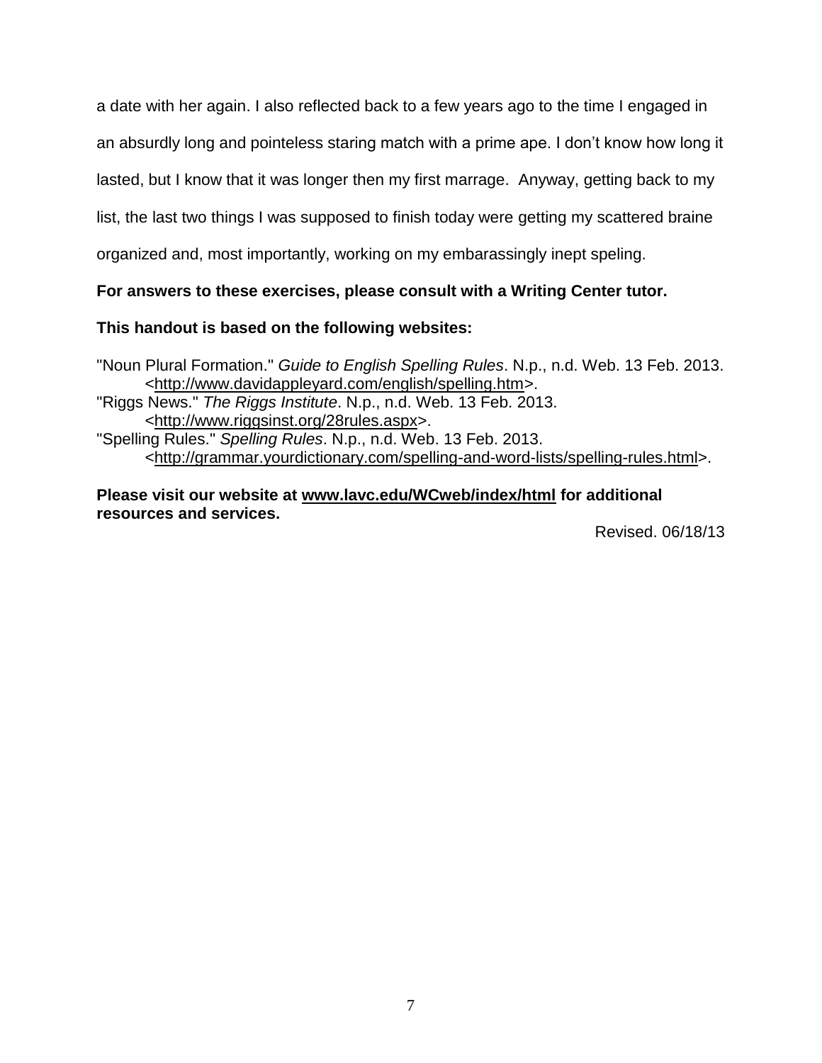a date with her again. I also reflected back to a few years ago to the time I engaged in an absurdly long and pointeless staring match with a prime ape. I don't know how long it lasted, but I know that it was longer then my first marrage. Anyway, getting back to my list, the last two things I was supposed to finish today were getting my scattered braine organized and, most importantly, working on my embarassingly inept speling.

**For answers to these exercises, please consult with a Writing Center tutor.**

**This handout is based on the following websites:**

"Noun Plural Formation." *Guide to English Spelling Rules*. N.p., n.d. Web. 13 Feb. 2013. <http://www.davidappleyard.com/english/spelling.htm>.

"Riggs News." *The Riggs Institute*. N.p., n.d. Web. 13 Feb. 2013. <http://www.riggsinst.org/28rules.aspx>.

"Spelling Rules." *Spelling Rules*. N.p., n.d. Web. 13 Feb. 2013. <http://grammar.yourdictionary.com/spelling-and-word-lists/spelling-rules.html>.

**Please visit our website at www.lavc.edu/WCweb/index/html for additional resources and services.**

Revised. 06/18/13